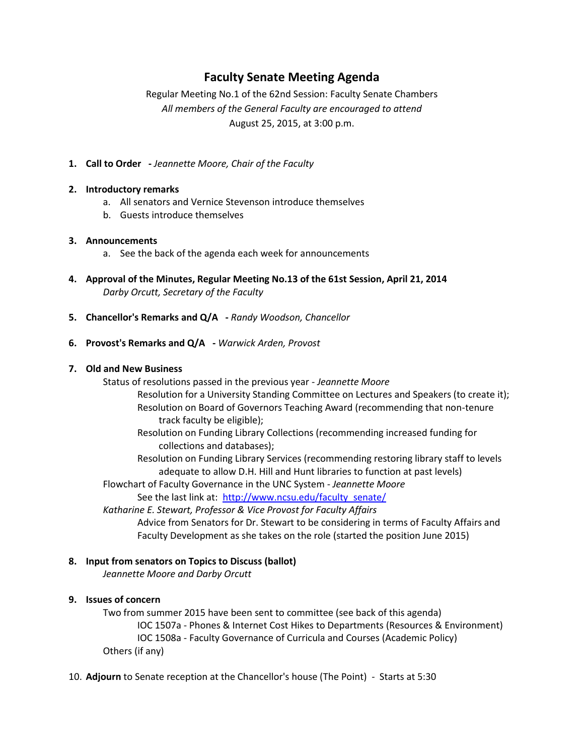# Faculty Senate Meeting Agenda

Regular Meeting No.1 of the 62nd Session: Faculty Senate Chambers

*All members of the General Faculty are encouraged to attend*

August 25, 2015, at 3:00 p.m.

1. **Call to Order** **-** *Jeannette Moore, Chair of the Faculty*

2. **Introductory remarks**
   a. All senators and Vernice Stevenson introduce themselves
   b. Guests introduce themselves

3. **Announcements**
   a. See the back of the agenda each week for announcements

4. **Approval of the Minutes, Regular Meeting No.13 of the 61st Session, April 21, 2014**
   *Darby Orcutt, Secretary of the Faculty*

5. **Chancellor's Remarks and Q/A** **-** *Randy Woodson, Chancellor*

6. **Provost's Remarks and Q/A** **-** *Warwick Arden, Provost*

7. **Old and New Business**
   - Status of resolutions passed in the previous year - *Jeannette Moore*
     - Resolution for a University Standing Committee on Lectures and Speakers (to create it);
     - Resolution on Board of Governors Teaching Award (recommending that non-tenure track faculty be eligible);
     - Resolution on Funding Library Collections (recommending increased funding for collections and databases);
     - Resolution on Funding Library Services (recommending restoring library staff to levels adequate to allow D.H. Hill and Hunt libraries to function at past levels)
   - Flowchart of Faculty Governance in the UNC System - *Jeannette Moore*
     - See the last link at: [http://www.ncsu.edu/faculty_senate/](http://www.ncsu.edu/faculty_senate/)
   - *Katharine E. Stewart, Professor & Vice Provost for Faculty Affairs*
     - Advice from Senators for Dr. Stewart to be considering in terms of Faculty Affairs and Faculty Development as she takes on the role (started the position June 2015)

8. **Input from senators on Topics to Discuss (ballot)**
   *Jeannette Moore and Darby Orcutt*

9. **Issues of concern**
   - Two from summer 2015 have been sent to committee (see back of this agenda)
     - IOC 1507a - Phones & Internet Cost Hikes to Departments (Resources & Environment)
     - IOC 1508a - Faculty Governance of Curricula and Courses (Academic Policy)
   - Others (if any)

10. **Adjourn** to Senate reception at the Chancellor's house (The Point) - Starts at 5:30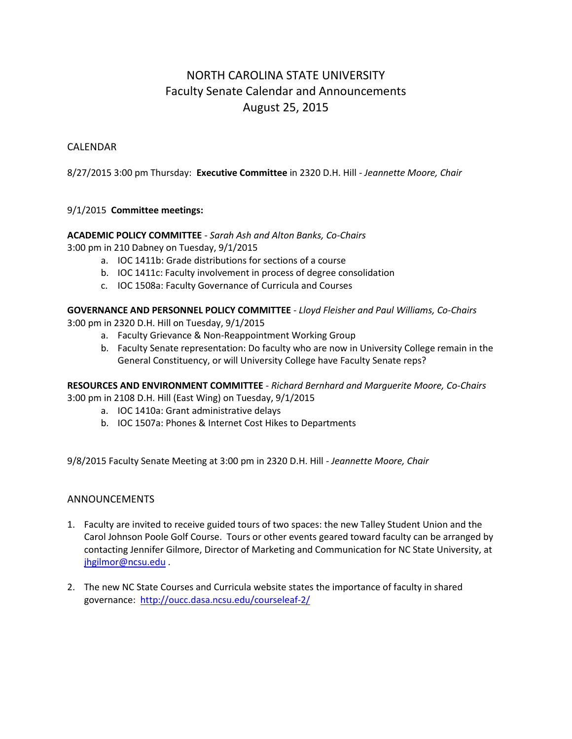# NORTH CAROLINA STATE UNIVERSITY
## Faculty Senate Calendar and Announcements
## August 25, 2015

### CALENDAR

8/27/2015 3:00 pm Thursday: **Executive Committee** in 2320 D.H. Hill - *Jeannette Moore, Chair*

9/1/2015 **Committee meetings:**

**ACADEMIC POLICY COMMITTEE** - *Sarah Ash and Alton Banks, Co-Chairs*
3:00 pm in 210 Dabney on Tuesday, 9/1/2015

a. IOC 1411b: Grade distributions for sections of a course
b. IOC 1411c: Faculty involvement in process of degree consolidation
c. IOC 1508a: Faculty Governance of Curricula and Courses

**GOVERNANCE AND PERSONNEL POLICY COMMITTEE** - *Lloyd Fleisher and Paul Williams, Co-Chairs*
3:00 pm in 2320 D.H. Hill on Tuesday, 9/1/2015

a. Faculty Grievance & Non-Reappointment Working Group
b. Faculty Senate representation: Do faculty who are now in University College remain in the General Constituency, or will University College have Faculty Senate reps?

**RESOURCES AND ENVIRONMENT COMMITTEE** - *Richard Bernhard and Marguerite Moore, Co-Chairs*
3:00 pm in 2108 D.H. Hill (East Wing) on Tuesday, 9/1/2015

a. IOC 1410a: Grant administrative delays
b. IOC 1507a: Phones & Internet Cost Hikes to Departments

9/8/2015 Faculty Senate Meeting at 3:00 pm in 2320 D.H. Hill - *Jeannette Moore, Chair*

### ANNOUNCEMENTS

1. Faculty are invited to receive guided tours of two spaces: the new Talley Student Union and the Carol Johnson Poole Golf Course. Tours or other events geared toward faculty can be arranged by contacting Jennifer Gilmore, Director of Marketing and Communication for NC State University, at [jhgilmor@ncsu.edu](mailto:jhgilmor@ncsu.edu) .

2. The new NC State Courses and Curricula website states the importance of faculty in shared governance: [http://oucc.dasa.ncsu.edu/courseleaf-2/](http://oucc.dasa.ncsu.edu/courseleaf-2/)